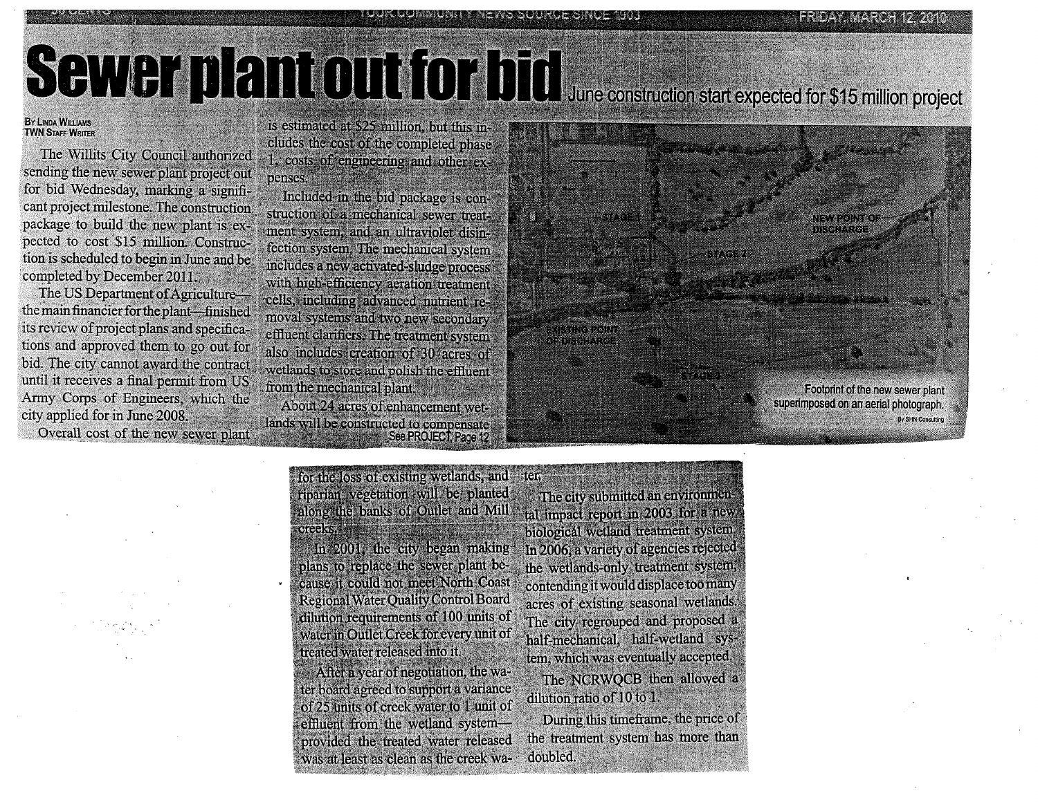# Sewer plant out for bid

## June construction start expected for $15 million project

By Linda Williams
TWN Staff Writer

The Willits City Council authorized sending the new sewer plant project out for bid Wednesday, marking a significant project milestone. The construction package to build the new plant is expected to cost $15 million. Construction is scheduled to begin in June and be completed by December 2011.

The US Department of Agriculture—the main financier for the plant—finished its review of project plans and specifications and approved them to go out for bid. The city cannot award the contract until it receives a final permit from US Army Corps of Engineers, which the city applied for in June 2008.

Overall cost of the new sewer plant is estimated at $25 million, but this includes the cost of the completed phase 1, costs of engineering and other expenses.

Included in the bid package is construction of a mechanical sewer treatment system, and an ultraviolet disinfection system. The mechanical system includes a new activated-sludge process with high-efficiency aeration treatment cells, including advanced nutrient removal systems and two new secondary effluent clarifiers. The treatment system also includes creation of 30 acres of wetlands to store and polish the effluent from the mechanical plant.

About 24 acres of enhancement wetlands will be constructed to compensate for the loss of existing wetlands, and riparian vegetation will be planted along the banks of Outlet and Mill creeks.

In 2001, the city began making plans to replace the sewer plant because it could not meet North Coast Regional Water Quality Control Board dilution requirements of 100 units of water in Outlet Creek for every unit of treated water released into it.

After a year of negotiation, the water board agreed to support a variance of 25 units of creek water to 1 unit of effluent from the wetland system—provided the treated water released was at least as clean as the creek water.

The city submitted an environmental impact report in 2003 for a new biological wetland treatment system. In 2006, a variety of agencies rejected the wetlands-only treatment system, contending it would displace too many acres of existing seasonal wetlands. The city regrouped and proposed a half-mechanical, half-wetland system, which was eventually accepted.

The NCRWQCB then allowed a dilution ratio of 10 to 1.

During this timeframe, the price of the treatment system has more than doubled.

Footprint of the new sewer plant superimposed on an aerial photograph.

By SHN Consulting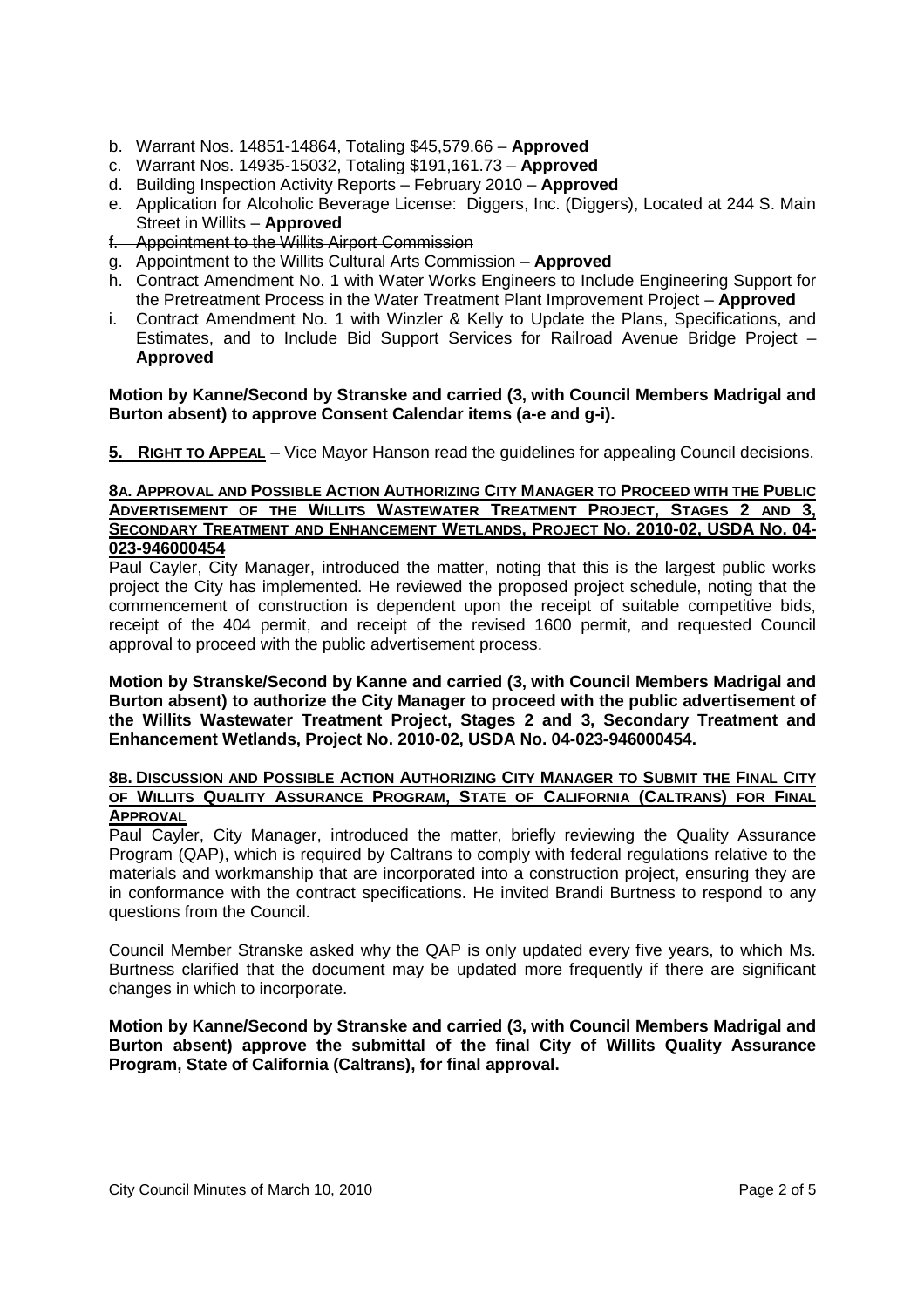b. Warrant Nos. 14851-14864, Totaling $45,579.66 – **Approved**
c. Warrant Nos. 14935-15032, Totaling $191,161.73 – **Approved**
d. Building Inspection Activity Reports – February 2010 – **Approved**
e. Application for Alcoholic Beverage License: Diggers, Inc. (Diggers), Located at 244 S. Main Street in Willits – **Approved**
f. ~~Appointment to the Willits Airport Commission~~
g. Appointment to the Willits Cultural Arts Commission – **Approved**
h. Contract Amendment No. 1 with Water Works Engineers to Include Engineering Support for the Pretreatment Process in the Water Treatment Plant Improvement Project – **Approved**
i. Contract Amendment No. 1 with Winzler & Kelly to Update the Plans, Specifications, and Estimates, and to Include Bid Support Services for Railroad Avenue Bridge Project – **Approved**

**Motion by Kanne/Second by Stranske and carried (3, with Council Members Madrigal and Burton absent) to approve Consent Calendar items (a-e and g-i).**

**5. RIGHT TO APPEAL** – Vice Mayor Hanson read the guidelines for appealing Council decisions.

**8A. APPROVAL AND POSSIBLE ACTION AUTHORIZING CITY MANAGER TO PROCEED WITH THE PUBLIC ADVERTISEMENT OF THE WILLITS WASTEWATER TREATMENT PROJECT, STAGES 2 AND 3, SECONDARY TREATMENT AND ENHANCEMENT WETLANDS, PROJECT NO. 2010-02, USDA NO. 04-023-946000454**

Paul Cayler, City Manager, introduced the matter, noting that this is the largest public works project the City has implemented. He reviewed the proposed project schedule, noting that the commencement of construction is dependent upon the receipt of suitable competitive bids, receipt of the 404 permit, and receipt of the revised 1600 permit, and requested Council approval to proceed with the public advertisement process.

**Motion by Stranske/Second by Kanne and carried (3, with Council Members Madrigal and Burton absent) to authorize the City Manager to proceed with the public advertisement of the Willits Wastewater Treatment Project, Stages 2 and 3, Secondary Treatment and Enhancement Wetlands, Project No. 2010-02, USDA No. 04-023-946000454.**

**8B. DISCUSSION AND POSSIBLE ACTION AUTHORIZING CITY MANAGER TO SUBMIT THE FINAL CITY OF WILLITS QUALITY ASSURANCE PROGRAM, STATE OF CALIFORNIA (CALTRANS) FOR FINAL APPROVAL**

Paul Cayler, City Manager, introduced the matter, briefly reviewing the Quality Assurance Program (QAP), which is required by Caltrans to comply with federal regulations relative to the materials and workmanship that are incorporated into a construction project, ensuring they are in conformance with the contract specifications. He invited Brandi Burtness to respond to any questions from the Council.

Council Member Stranske asked why the QAP is only updated every five years, to which Ms. Burtness clarified that the document may be updated more frequently if there are significant changes in which to incorporate.

**Motion by Kanne/Second by Stranske and carried (3, with Council Members Madrigal and Burton absent) approve the submittal of the final City of Willits Quality Assurance Program, State of California (Caltrans), for final approval.**